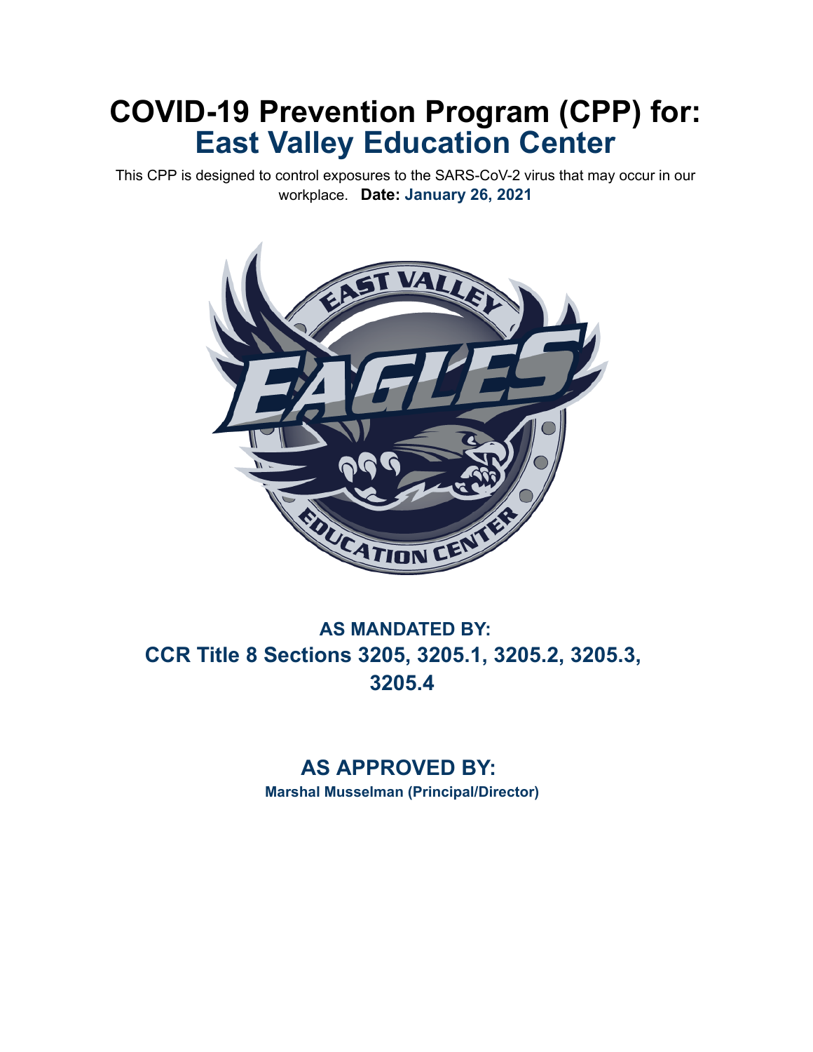# COVID-19 Prevention Program (CPP) for:
# East Valley Education Center

This CPP is designed to control exposures to the SARS-CoV-2 virus that may occur in our workplace. **Date: January 26, 2021**

## AS MANDATED BY:
## CCR Title 8 Sections 3205, 3205.1, 3205.2, 3205.3, 3205.4

## AS APPROVED BY:
**Marshal Musselman (Principal/Director)**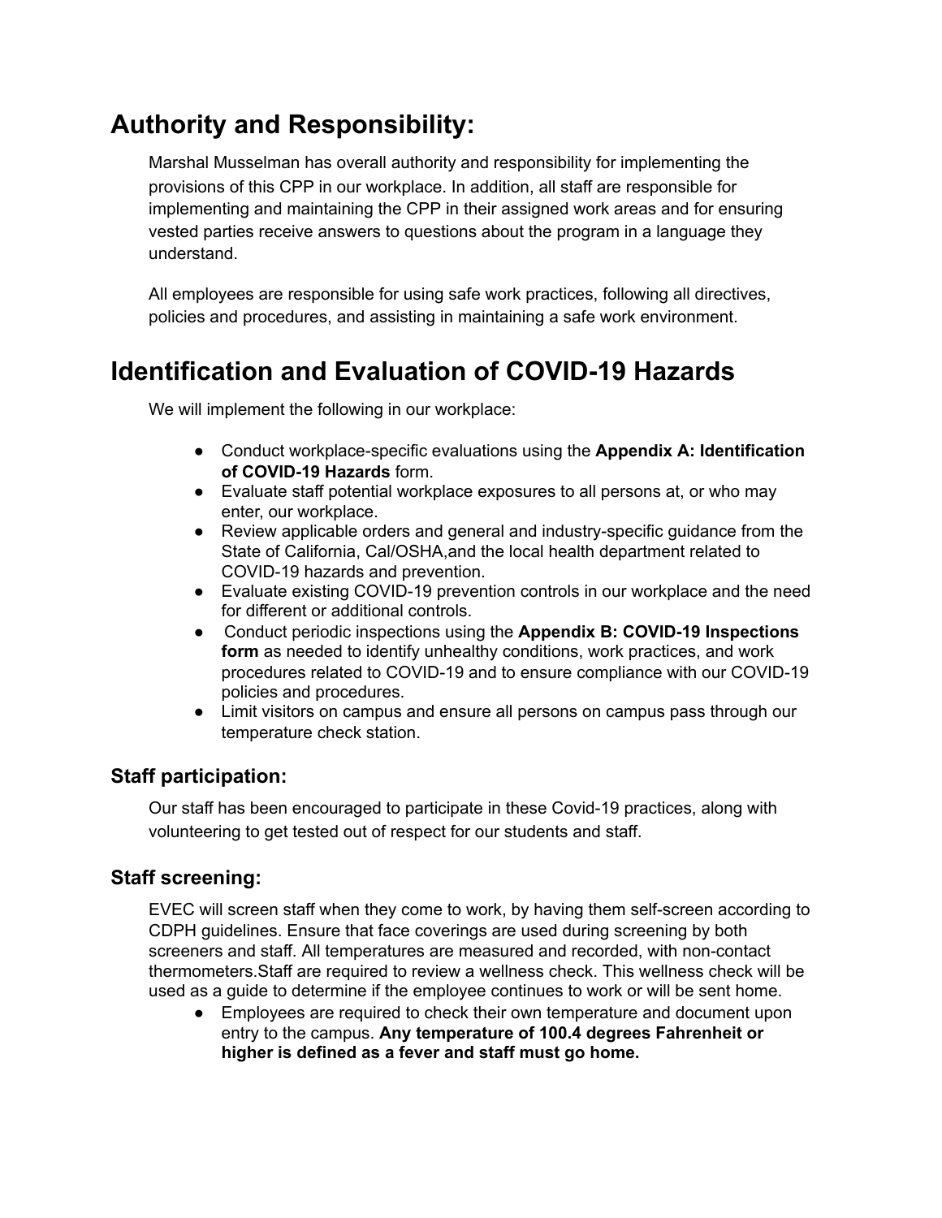# Authority and Responsibility:

Marshal Musselman has overall authority and responsibility for implementing the provisions of this CPP in our workplace. In addition, all staff are responsible for implementing and maintaining the CPP in their assigned work areas and for ensuring vested parties receive answers to questions about the program in a language they understand.

All employees are responsible for using safe work practices, following all directives, policies and procedures, and assisting in maintaining a safe work environment.

# Identification and Evaluation of COVID-19 Hazards

We will implement the following in our workplace:

- Conduct workplace-specific evaluations using the **Appendix A: Identification of COVID-19 Hazards** form.
- Evaluate staff potential workplace exposures to all persons at, or who may enter, our workplace.
- Review applicable orders and general and industry-specific guidance from the State of California, Cal/OSHA,and the local health department related to COVID-19 hazards and prevention.
- Evaluate existing COVID-19 prevention controls in our workplace and the need for different or additional controls.
- Conduct periodic inspections using the **Appendix B: COVID-19 Inspections form** as needed to identify unhealthy conditions, work practices, and work procedures related to COVID-19 and to ensure compliance with our COVID-19 policies and procedures.
- Limit visitors on campus and ensure all persons on campus pass through our temperature check station.

## Staff participation:

Our staff has been encouraged to participate in these Covid-19 practices, along with volunteering to get tested out of respect for our students and staff.

## Staff screening:

EVEC will screen staff when they come to work, by having them self-screen according to CDPH guidelines. Ensure that face coverings are used during screening by both screeners and staff. All temperatures are measured and recorded, with non-contact thermometers.Staff are required to review a wellness check. This wellness check will be used as a guide to determine if the employee continues to work or will be sent home.

- Employees are required to check their own temperature and document upon entry to the campus. **Any temperature of 100.4 degrees Fahrenheit or higher is defined as a fever and staff must go home.**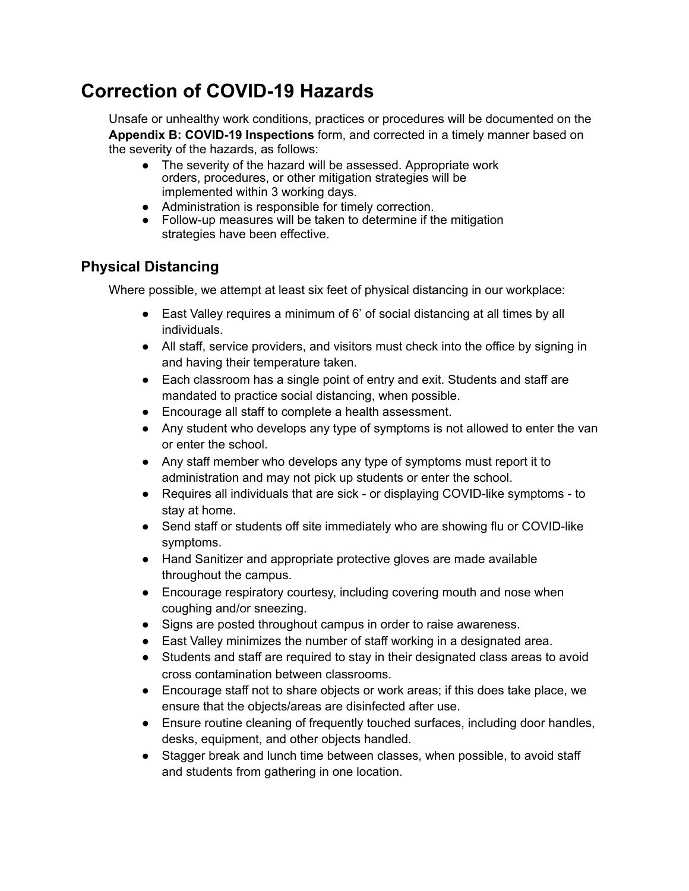# Correction of COVID-19 Hazards

Unsafe or unhealthy work conditions, practices or procedures will be documented on the **Appendix B: COVID-19 Inspections** form, and corrected in a timely manner based on the severity of the hazards, as follows:

- The severity of the hazard will be assessed. Appropriate work orders, procedures, or other mitigation strategies will be implemented within 3 working days.
- Administration is responsible for timely correction.
- Follow-up measures will be taken to determine if the mitigation strategies have been effective.

## Physical Distancing

Where possible, we attempt at least six feet of physical distancing in our workplace:

- East Valley requires a minimum of 6' of social distancing at all times by all individuals.
- All staff, service providers, and visitors must check into the office by signing in and having their temperature taken.
- Each classroom has a single point of entry and exit. Students and staff are mandated to practice social distancing, when possible.
- Encourage all staff to complete a health assessment.
- Any student who develops any type of symptoms is not allowed to enter the van or enter the school.
- Any staff member who develops any type of symptoms must report it to administration and may not pick up students or enter the school.
- Requires all individuals that are sick - or displaying COVID-like symptoms - to stay at home.
- Send staff or students off site immediately who are showing flu or COVID-like symptoms.
- Hand Sanitizer and appropriate protective gloves are made available throughout the campus.
- Encourage respiratory courtesy, including covering mouth and nose when coughing and/or sneezing.
- Signs are posted throughout campus in order to raise awareness.
- East Valley minimizes the number of staff working in a designated area.
- Students and staff are required to stay in their designated class areas to avoid cross contamination between classrooms.
- Encourage staff not to share objects or work areas; if this does take place, we ensure that the objects/areas are disinfected after use.
- Ensure routine cleaning of frequently touched surfaces, including door handles, desks, equipment, and other objects handled.
- Stagger break and lunch time between classes, when possible, to avoid staff and students from gathering in one location.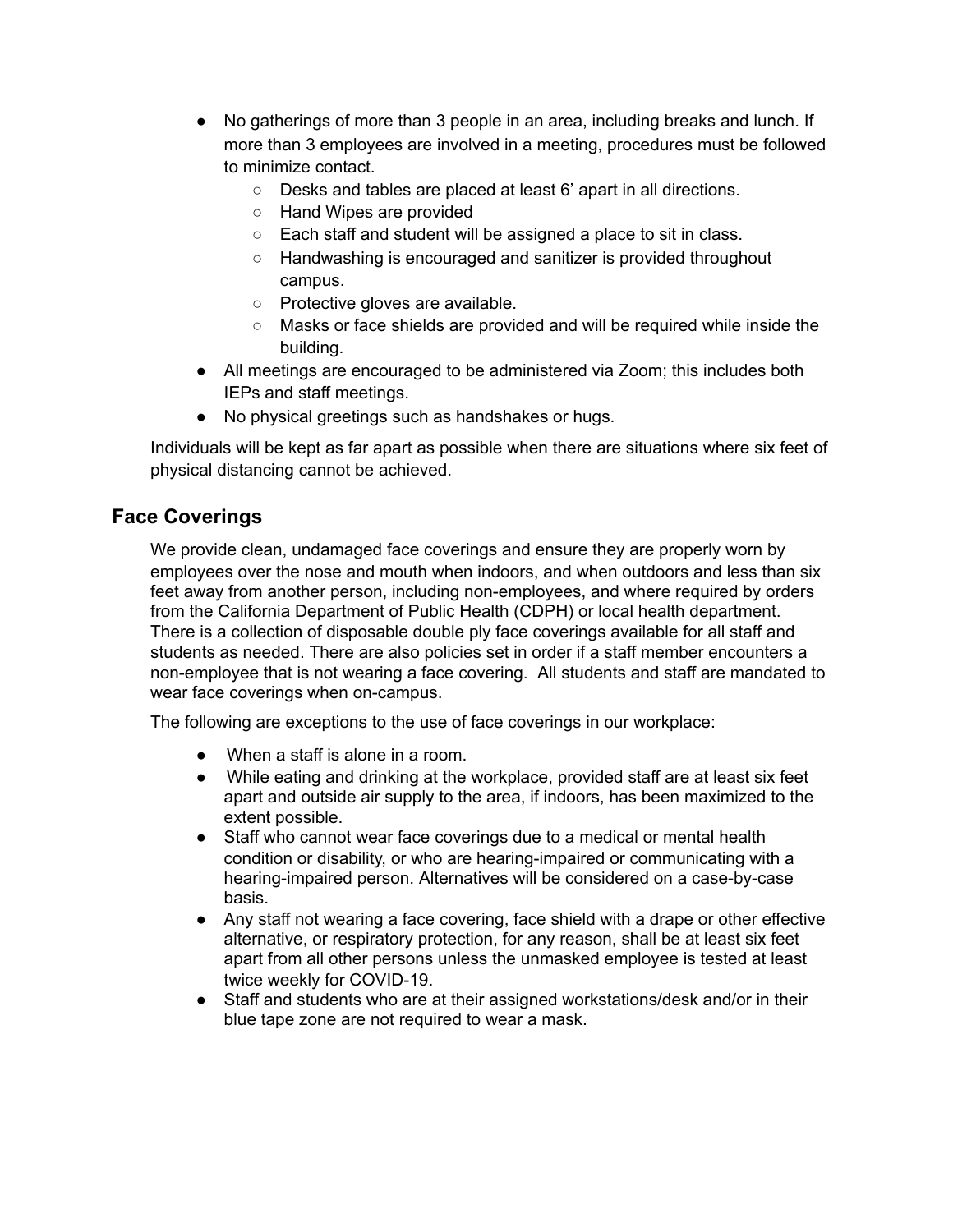- No gatherings of more than 3 people in an area, including breaks and lunch. If more than 3 employees are involved in a meeting, procedures must be followed to minimize contact.
  - Desks and tables are placed at least 6' apart in all directions.
  - Hand Wipes are provided
  - Each staff and student will be assigned a place to sit in class.
  - Handwashing is encouraged and sanitizer is provided throughout campus.
  - Protective gloves are available.
  - Masks or face shields are provided and will be required while inside the building.
- All meetings are encouraged to be administered via Zoom; this includes both IEPs and staff meetings.
- No physical greetings such as handshakes or hugs.

Individuals will be kept as far apart as possible when there are situations where six feet of physical distancing cannot be achieved.

## Face Coverings

We provide clean, undamaged face coverings and ensure they are properly worn by employees over the nose and mouth when indoors, and when outdoors and less than six feet away from another person, including non-employees, and where required by orders from the California Department of Public Health (CDPH) or local health department. There is a collection of disposable double ply face coverings available for all staff and students as needed. There are also policies set in order if a staff member encounters a non-employee that is not wearing a face covering. All students and staff are mandated to wear face coverings when on-campus.

The following are exceptions to the use of face coverings in our workplace:

- When a staff is alone in a room.
- While eating and drinking at the workplace, provided staff are at least six feet apart and outside air supply to the area, if indoors, has been maximized to the extent possible.
- Staff who cannot wear face coverings due to a medical or mental health condition or disability, or who are hearing-impaired or communicating with a hearing-impaired person. Alternatives will be considered on a case-by-case basis.
- Any staff not wearing a face covering, face shield with a drape or other effective alternative, or respiratory protection, for any reason, shall be at least six feet apart from all other persons unless the unmasked employee is tested at least twice weekly for COVID-19.
- Staff and students who are at their assigned workstations/desk and/or in their blue tape zone are not required to wear a mask.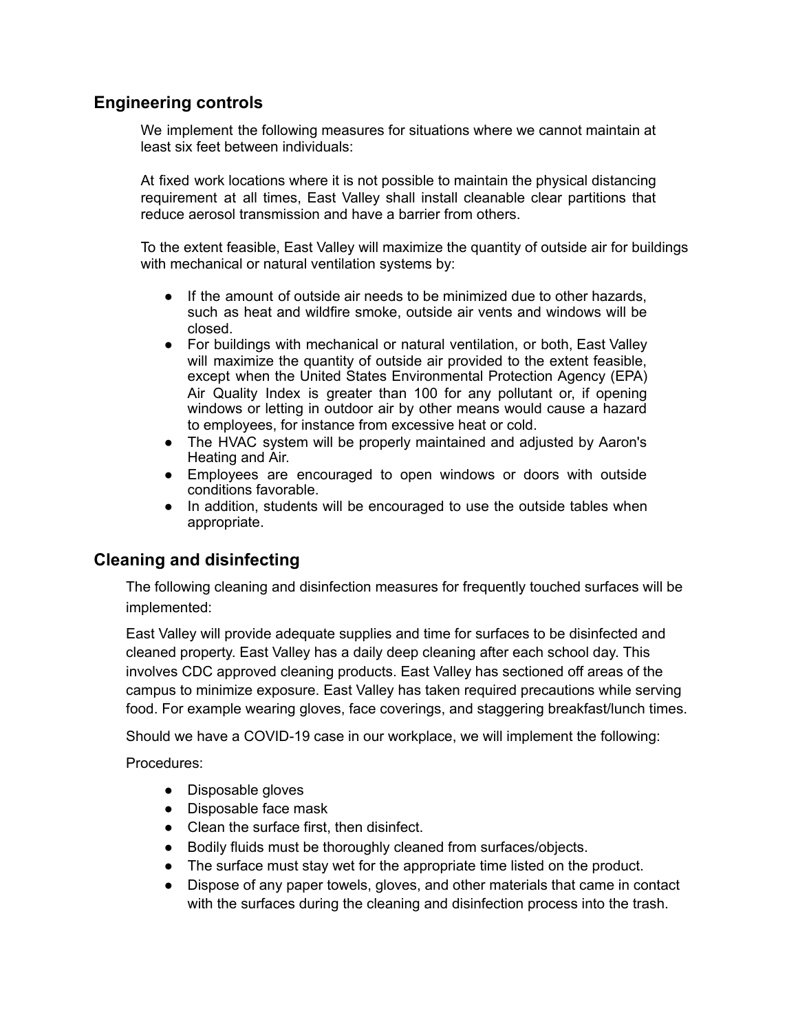## Engineering controls

We implement the following measures for situations where we cannot maintain at least six feet between individuals:

At fixed work locations where it is not possible to maintain the physical distancing requirement at all times, East Valley shall install cleanable clear partitions that reduce aerosol transmission and have a barrier from others.

To the extent feasible, East Valley will maximize the quantity of outside air for buildings with mechanical or natural ventilation systems by:

- If the amount of outside air needs to be minimized due to other hazards, such as heat and wildfire smoke, outside air vents and windows will be closed.
- For buildings with mechanical or natural ventilation, or both, East Valley will maximize the quantity of outside air provided to the extent feasible, except when the United States Environmental Protection Agency (EPA) Air Quality Index is greater than 100 for any pollutant or, if opening windows or letting in outdoor air by other means would cause a hazard to employees, for instance from excessive heat or cold.
- The HVAC system will be properly maintained and adjusted by Aaron's Heating and Air.
- Employees are encouraged to open windows or doors with outside conditions favorable.
- In addition, students will be encouraged to use the outside tables when appropriate.

## Cleaning and disinfecting

The following cleaning and disinfection measures for frequently touched surfaces will be implemented:

East Valley will provide adequate supplies and time for surfaces to be disinfected and cleaned property. East Valley has a daily deep cleaning after each school day. This involves CDC approved cleaning products. East Valley has sectioned off areas of the campus to minimize exposure. East Valley has taken required precautions while serving food. For example wearing gloves, face coverings, and staggering breakfast/lunch times.

Should we have a COVID-19 case in our workplace, we will implement the following:

Procedures:

- Disposable gloves
- Disposable face mask
- Clean the surface first, then disinfect.
- Bodily fluids must be thoroughly cleaned from surfaces/objects.
- The surface must stay wet for the appropriate time listed on the product.
- Dispose of any paper towels, gloves, and other materials that came in contact with the surfaces during the cleaning and disinfection process into the trash.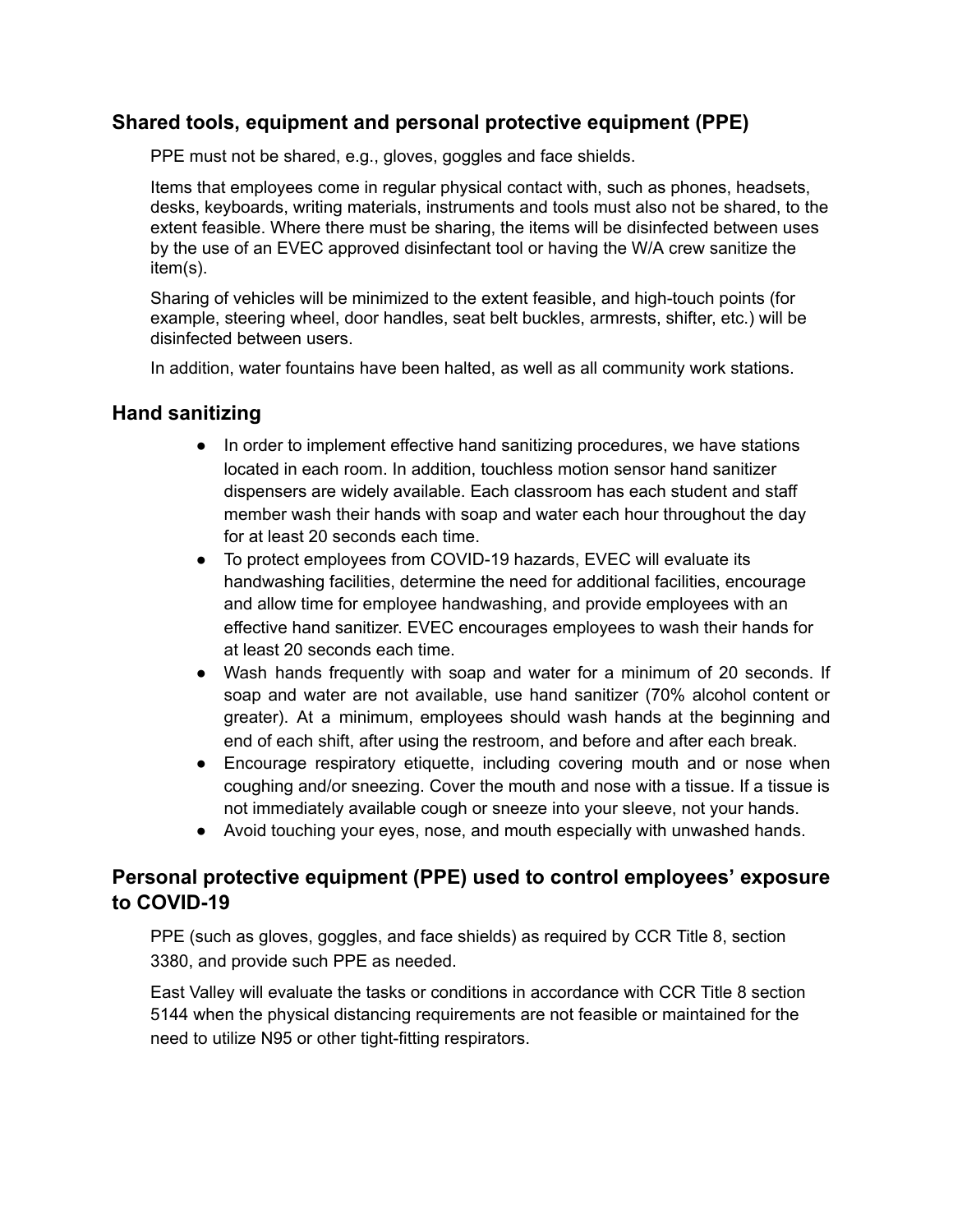## Shared tools, equipment and personal protective equipment (PPE)

PPE must not be shared, e.g., gloves, goggles and face shields.

Items that employees come in regular physical contact with, such as phones, headsets, desks, keyboards, writing materials, instruments and tools must also not be shared, to the extent feasible. Where there must be sharing, the items will be disinfected between uses by the use of an EVEC approved disinfectant tool or having the W/A crew sanitize the item(s).

Sharing of vehicles will be minimized to the extent feasible, and high-touch points (for example, steering wheel, door handles, seat belt buckles, armrests, shifter, etc.) will be disinfected between users.

In addition, water fountains have been halted, as well as all community work stations.

## Hand sanitizing

- In order to implement effective hand sanitizing procedures, we have stations located in each room. In addition, touchless motion sensor hand sanitizer dispensers are widely available. Each classroom has each student and staff member wash their hands with soap and water each hour throughout the day for at least 20 seconds each time.
- To protect employees from COVID-19 hazards, EVEC will evaluate its handwashing facilities, determine the need for additional facilities, encourage and allow time for employee handwashing, and provide employees with an effective hand sanitizer. EVEC encourages employees to wash their hands for at least 20 seconds each time.
- Wash hands frequently with soap and water for a minimum of 20 seconds. If soap and water are not available, use hand sanitizer (70% alcohol content or greater). At a minimum, employees should wash hands at the beginning and end of each shift, after using the restroom, and before and after each break.
- Encourage respiratory etiquette, including covering mouth and or nose when coughing and/or sneezing. Cover the mouth and nose with a tissue. If a tissue is not immediately available cough or sneeze into your sleeve, not your hands.
- Avoid touching your eyes, nose, and mouth especially with unwashed hands.

## Personal protective equipment (PPE) used to control employees' exposure to COVID-19

PPE (such as gloves, goggles, and face shields) as required by CCR Title 8, section 3380, and provide such PPE as needed.

East Valley will evaluate the tasks or conditions in accordance with CCR Title 8 section 5144 when the physical distancing requirements are not feasible or maintained for the need to utilize N95 or other tight-fitting respirators.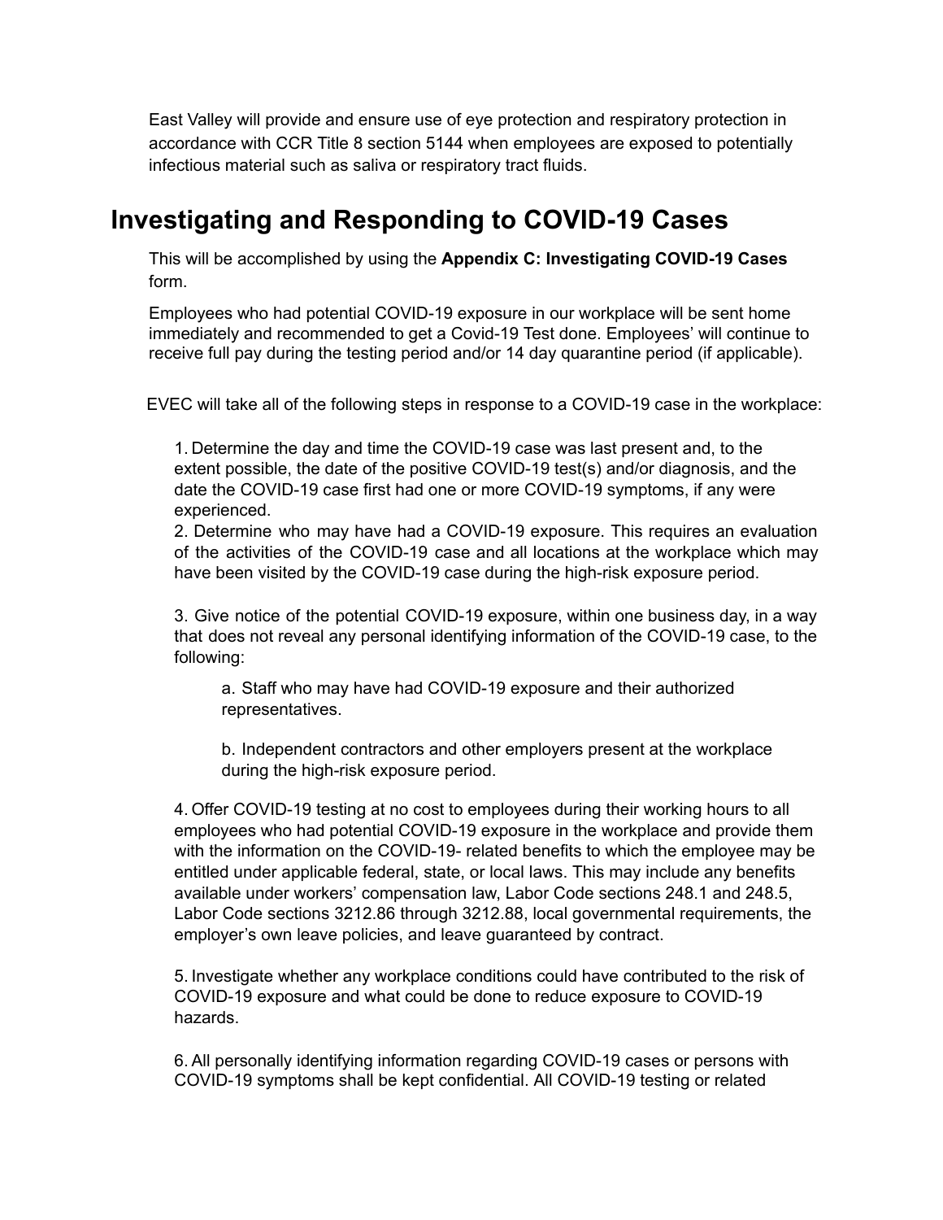East Valley will provide and ensure use of eye protection and respiratory protection in accordance with CCR Title 8 section 5144 when employees are exposed to potentially infectious material such as saliva or respiratory tract fluids.

## Investigating and Responding to COVID-19 Cases

This will be accomplished by using the **Appendix C: Investigating COVID-19 Cases** form.

Employees who had potential COVID-19 exposure in our workplace will be sent home immediately and recommended to get a Covid-19 Test done. Employees' will continue to receive full pay during the testing period and/or 14 day quarantine period (if applicable).

EVEC will take all of the following steps in response to a COVID-19 case in the workplace:

1. Determine the day and time the COVID-19 case was last present and, to the extent possible, the date of the positive COVID-19 test(s) and/or diagnosis, and the date the COVID-19 case first had one or more COVID-19 symptoms, if any were experienced.
2. Determine who may have had a COVID-19 exposure. This requires an evaluation of the activities of the COVID-19 case and all locations at the workplace which may have been visited by the COVID-19 case during the high-risk exposure period.
3. Give notice of the potential COVID-19 exposure, within one business day, in a way that does not reveal any personal identifying information of the COVID-19 case, to the following:

    a. Staff who may have had COVID-19 exposure and their authorized representatives.

    b. Independent contractors and other employers present at the workplace during the high-risk exposure period.

4. Offer COVID-19 testing at no cost to employees during their working hours to all employees who had potential COVID-19 exposure in the workplace and provide them with the information on the COVID-19- related benefits to which the employee may be entitled under applicable federal, state, or local laws. This may include any benefits available under workers' compensation law, Labor Code sections 248.1 and 248.5, Labor Code sections 3212.86 through 3212.88, local governmental requirements, the employer's own leave policies, and leave guaranteed by contract.
5. Investigate whether any workplace conditions could have contributed to the risk of COVID-19 exposure and what could be done to reduce exposure to COVID-19 hazards.
6. All personally identifying information regarding COVID-19 cases or persons with COVID-19 symptoms shall be kept confidential. All COVID-19 testing or related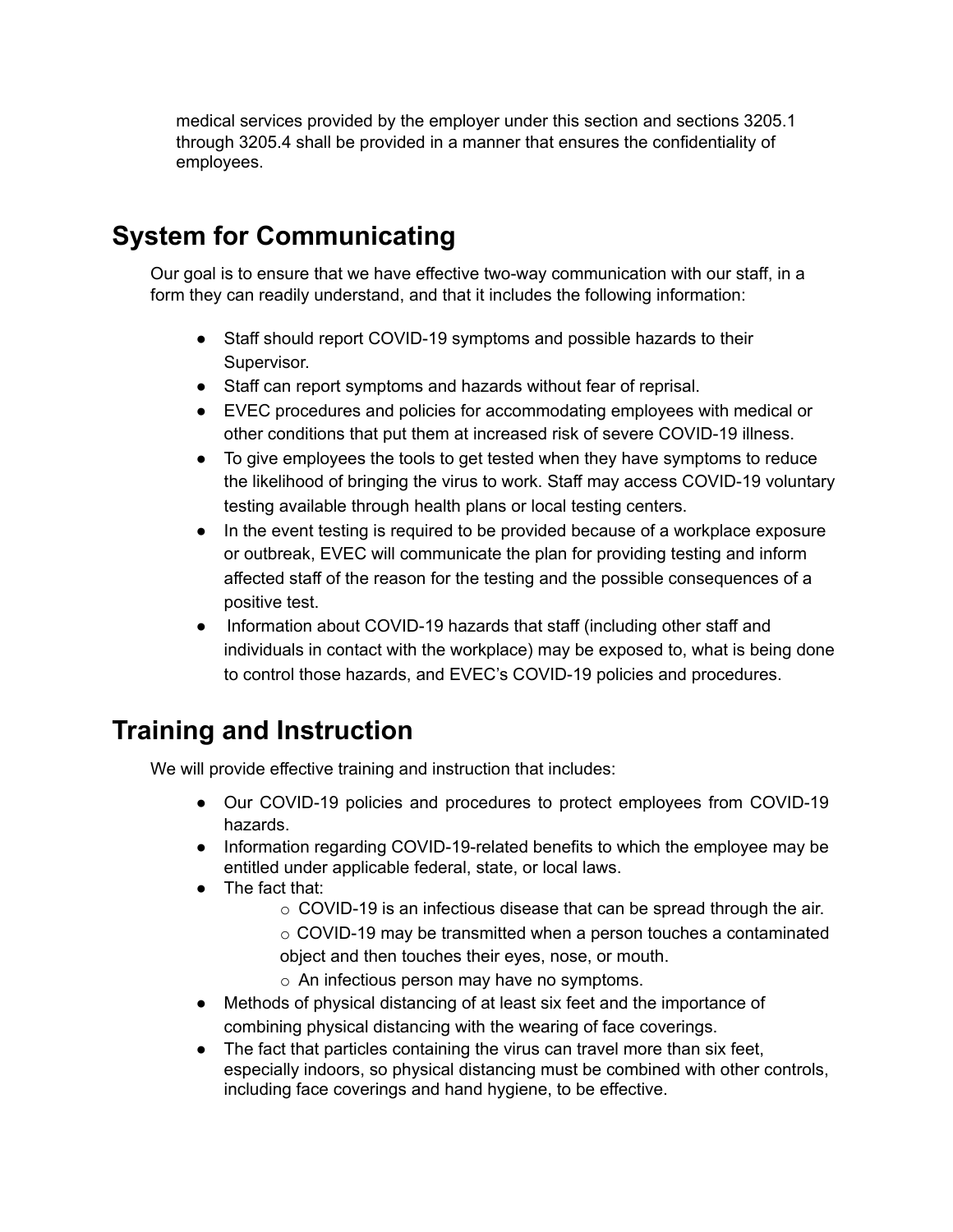medical services provided by the employer under this section and sections 3205.1 through 3205.4 shall be provided in a manner that ensures the confidentiality of employees.

# System for Communicating

Our goal is to ensure that we have effective two-way communication with our staff, in a form they can readily understand, and that it includes the following information:

- Staff should report COVID-19 symptoms and possible hazards to their Supervisor.
- Staff can report symptoms and hazards without fear of reprisal.
- EVEC procedures and policies for accommodating employees with medical or other conditions that put them at increased risk of severe COVID-19 illness.
- To give employees the tools to get tested when they have symptoms to reduce the likelihood of bringing the virus to work. Staff may access COVID-19 voluntary testing available through health plans or local testing centers.
- In the event testing is required to be provided because of a workplace exposure or outbreak, EVEC will communicate the plan for providing testing and inform affected staff of the reason for the testing and the possible consequences of a positive test.
- Information about COVID-19 hazards that staff (including other staff and individuals in contact with the workplace) may be exposed to, what is being done to control those hazards, and EVEC's COVID-19 policies and procedures.

# Training and Instruction

We will provide effective training and instruction that includes:

- Our COVID-19 policies and procedures to protect employees from COVID-19 hazards.
- Information regarding COVID-19-related benefits to which the employee may be entitled under applicable federal, state, or local laws.
- The fact that:
  - COVID-19 is an infectious disease that can be spread through the air.
  - COVID-19 may be transmitted when a person touches a contaminated object and then touches their eyes, nose, or mouth.
  - An infectious person may have no symptoms.
- Methods of physical distancing of at least six feet and the importance of combining physical distancing with the wearing of face coverings.
- The fact that particles containing the virus can travel more than six feet, especially indoors, so physical distancing must be combined with other controls, including face coverings and hand hygiene, to be effective.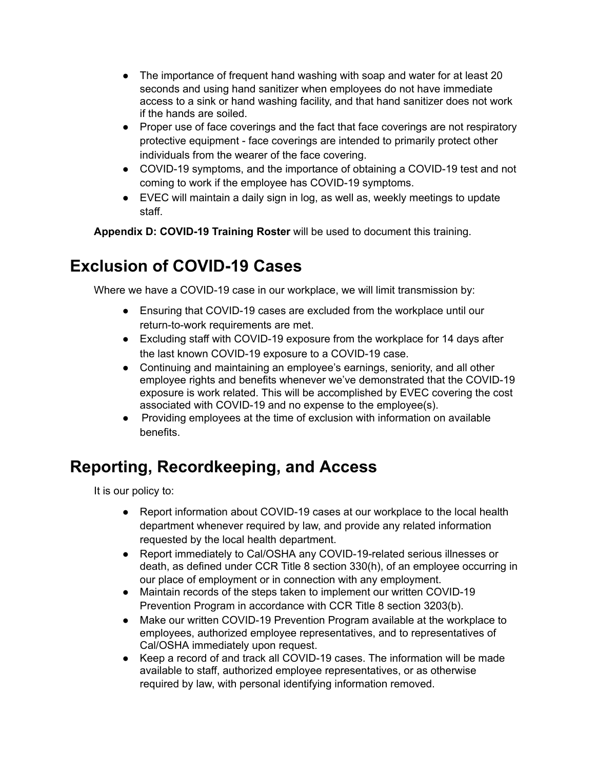- The importance of frequent hand washing with soap and water for at least 20 seconds and using hand sanitizer when employees do not have immediate access to a sink or hand washing facility, and that hand sanitizer does not work if the hands are soiled.
- Proper use of face coverings and the fact that face coverings are not respiratory protective equipment - face coverings are intended to primarily protect other individuals from the wearer of the face covering.
- COVID-19 symptoms, and the importance of obtaining a COVID-19 test and not coming to work if the employee has COVID-19 symptoms.
- EVEC will maintain a daily sign in log, as well as, weekly meetings to update staff.

**Appendix D: COVID-19 Training Roster** will be used to document this training.

# Exclusion of COVID-19 Cases

Where we have a COVID-19 case in our workplace, we will limit transmission by:

- Ensuring that COVID-19 cases are excluded from the workplace until our return-to-work requirements are met.
- Excluding staff with COVID-19 exposure from the workplace for 14 days after the last known COVID-19 exposure to a COVID-19 case.
- Continuing and maintaining an employee's earnings, seniority, and all other employee rights and benefits whenever we've demonstrated that the COVID-19 exposure is work related. This will be accomplished by EVEC covering the cost associated with COVID-19 and no expense to the employee(s).
- Providing employees at the time of exclusion with information on available benefits.

# Reporting, Recordkeeping, and Access

It is our policy to:

- Report information about COVID-19 cases at our workplace to the local health department whenever required by law, and provide any related information requested by the local health department.
- Report immediately to Cal/OSHA any COVID-19-related serious illnesses or death, as defined under CCR Title 8 section 330(h), of an employee occurring in our place of employment or in connection with any employment.
- Maintain records of the steps taken to implement our written COVID-19 Prevention Program in accordance with CCR Title 8 section 3203(b).
- Make our written COVID-19 Prevention Program available at the workplace to employees, authorized employee representatives, and to representatives of Cal/OSHA immediately upon request.
- Keep a record of and track all COVID-19 cases. The information will be made available to staff, authorized employee representatives, or as otherwise required by law, with personal identifying information removed.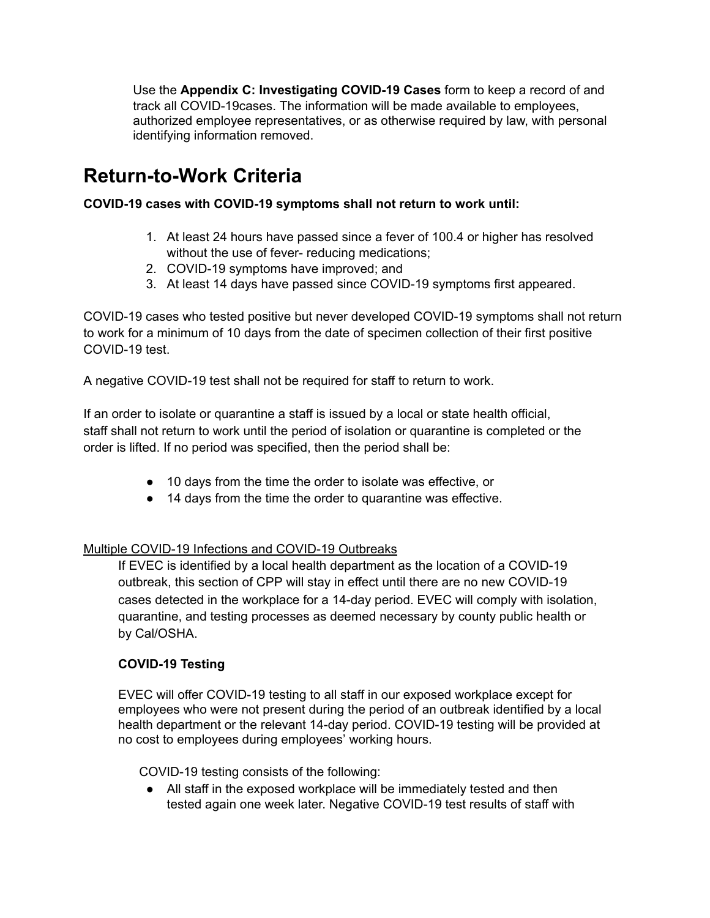Use the **Appendix C: Investigating COVID-19 Cases** form to keep a record of and track all COVID-19cases. The information will be made available to employees, authorized employee representatives, or as otherwise required by law, with personal identifying information removed.

# Return-to-Work Criteria

**COVID-19 cases with COVID-19 symptoms shall not return to work until:**

1. At least 24 hours have passed since a fever of 100.4 or higher has resolved without the use of fever- reducing medications;
2. COVID-19 symptoms have improved; and
3. At least 14 days have passed since COVID-19 symptoms first appeared.

COVID-19 cases who tested positive but never developed COVID-19 symptoms shall not return to work for a minimum of 10 days from the date of specimen collection of their first positive COVID-19 test.

A negative COVID-19 test shall not be required for staff to return to work.

If an order to isolate or quarantine a staff is issued by a local or state health official, staff shall not return to work until the period of isolation or quarantine is completed or the order is lifted. If no period was specified, then the period shall be:

- 10 days from the time the order to isolate was effective, or
- 14 days from the time the order to quarantine was effective.

<u>Multiple COVID-19 Infections and COVID-19 Outbreaks</u>

If EVEC is identified by a local health department as the location of a COVID-19 outbreak, this section of CPP will stay in effect until there are no new COVID-19 cases detected in the workplace for a 14-day period. EVEC will comply with isolation, quarantine, and testing processes as deemed necessary by county public health or by Cal/OSHA.

**COVID-19 Testing**

EVEC will offer COVID-19 testing to all staff in our exposed workplace except for employees who were not present during the period of an outbreak identified by a local health department or the relevant 14-day period. COVID-19 testing will be provided at no cost to employees during employees' working hours.

COVID-19 testing consists of the following:

- All staff in the exposed workplace will be immediately tested and then tested again one week later. Negative COVID-19 test results of staff with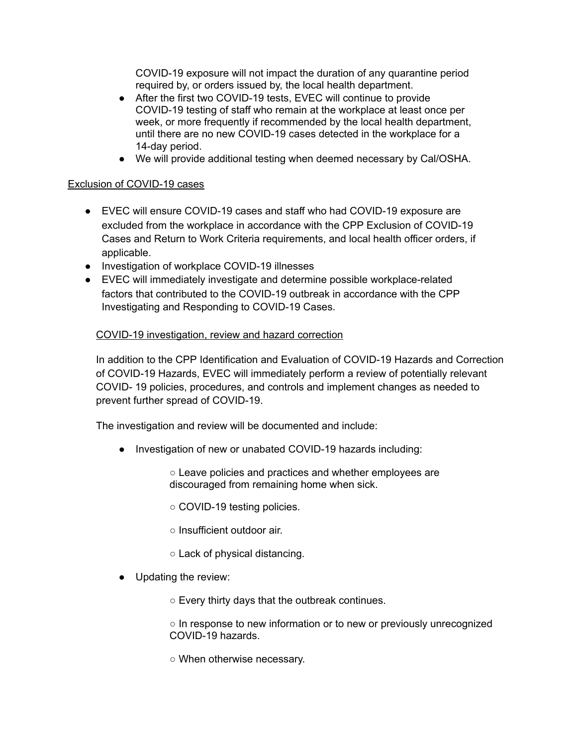COVID-19 exposure will not impact the duration of any quarantine period required by, or orders issued by, the local health department.

- After the first two COVID-19 tests, EVEC will continue to provide COVID-19 testing of staff who remain at the workplace at least once per week, or more frequently if recommended by the local health department, until there are no new COVID-19 cases detected in the workplace for a 14-day period.
- We will provide additional testing when deemed necessary by Cal/OSHA.

<u>Exclusion of COVID-19 cases</u>

- EVEC will ensure COVID-19 cases and staff who had COVID-19 exposure are excluded from the workplace in accordance with the CPP Exclusion of COVID-19 Cases and Return to Work Criteria requirements, and local health officer orders, if applicable.
- Investigation of workplace COVID-19 illnesses
- EVEC will immediately investigate and determine possible workplace-related factors that contributed to the COVID-19 outbreak in accordance with the CPP Investigating and Responding to COVID-19 Cases.

<u>COVID-19 investigation, review and hazard correction</u>

In addition to the CPP Identification and Evaluation of COVID-19 Hazards and Correction of COVID-19 Hazards, EVEC will immediately perform a review of potentially relevant COVID- 19 policies, procedures, and controls and implement changes as needed to prevent further spread of COVID-19.

The investigation and review will be documented and include:

- Investigation of new or unabated COVID-19 hazards including:
  - Leave policies and practices and whether employees are discouraged from remaining home when sick.
  - COVID-19 testing policies.
  - Insufficient outdoor air.
  - Lack of physical distancing.
- Updating the review:
  - Every thirty days that the outbreak continues.
  - In response to new information or to new or previously unrecognized COVID-19 hazards.
  - When otherwise necessary.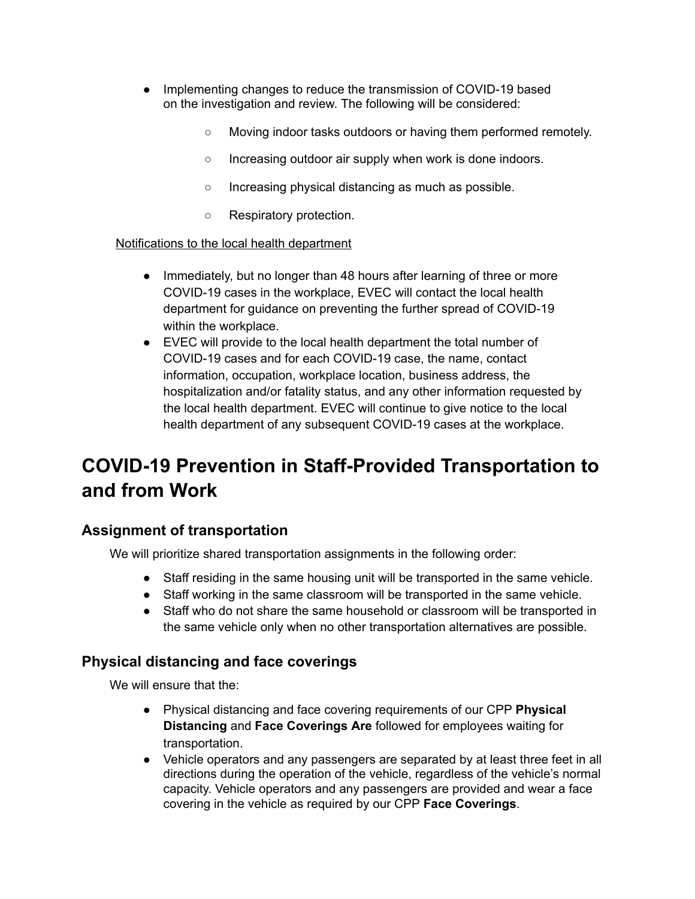- Implementing changes to reduce the transmission of COVID-19 based on the investigation and review. The following will be considered:
    - Moving indoor tasks outdoors or having them performed remotely.
    - Increasing outdoor air supply when work is done indoors.
    - Increasing physical distancing as much as possible.
    - Respiratory protection.

Notifications to the local health department

- Immediately, but no longer than 48 hours after learning of three or more COVID-19 cases in the workplace, EVEC will contact the local health department for guidance on preventing the further spread of COVID-19 within the workplace.
- EVEC will provide to the local health department the total number of COVID-19 cases and for each COVID-19 case, the name, contact information, occupation, workplace location, business address, the hospitalization and/or fatality status, and any other information requested by the local health department. EVEC will continue to give notice to the local health department of any subsequent COVID-19 cases at the workplace.

# COVID-19 Prevention in Staff-Provided Transportation to and from Work

## Assignment of transportation

We will prioritize shared transportation assignments in the following order:

- Staff residing in the same housing unit will be transported in the same vehicle.
- Staff working in the same classroom will be transported in the same vehicle.
- Staff who do not share the same household or classroom will be transported in the same vehicle only when no other transportation alternatives are possible.

## Physical distancing and face coverings

We will ensure that the:

- Physical distancing and face covering requirements of our CPP **Physical Distancing** and **Face Coverings Are** followed for employees waiting for transportation.
- Vehicle operators and any passengers are separated by at least three feet in all directions during the operation of the vehicle, regardless of the vehicle's normal capacity. Vehicle operators and any passengers are provided and wear a face covering in the vehicle as required by our CPP **Face Coverings**.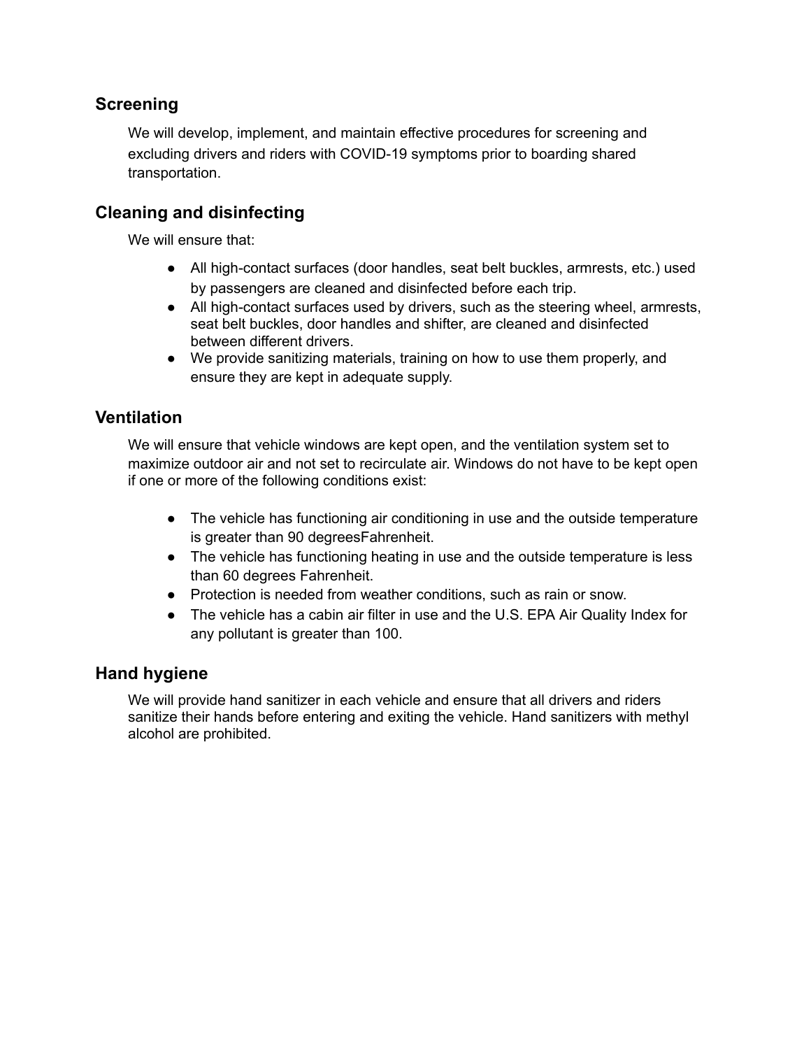## Screening

We will develop, implement, and maintain effective procedures for screening and excluding drivers and riders with COVID-19 symptoms prior to boarding shared transportation.

## Cleaning and disinfecting

We will ensure that:

- All high-contact surfaces (door handles, seat belt buckles, armrests, etc.) used by passengers are cleaned and disinfected before each trip.
- All high-contact surfaces used by drivers, such as the steering wheel, armrests, seat belt buckles, door handles and shifter, are cleaned and disinfected between different drivers.
- We provide sanitizing materials, training on how to use them properly, and ensure they are kept in adequate supply.

## Ventilation

We will ensure that vehicle windows are kept open, and the ventilation system set to maximize outdoor air and not set to recirculate air. Windows do not have to be kept open if one or more of the following conditions exist:

- The vehicle has functioning air conditioning in use and the outside temperature is greater than 90 degreesFahrenheit.
- The vehicle has functioning heating in use and the outside temperature is less than 60 degrees Fahrenheit.
- Protection is needed from weather conditions, such as rain or snow.
- The vehicle has a cabin air filter in use and the U.S. EPA Air Quality Index for any pollutant is greater than 100.

## Hand hygiene

We will provide hand sanitizer in each vehicle and ensure that all drivers and riders sanitize their hands before entering and exiting the vehicle. Hand sanitizers with methyl alcohol are prohibited.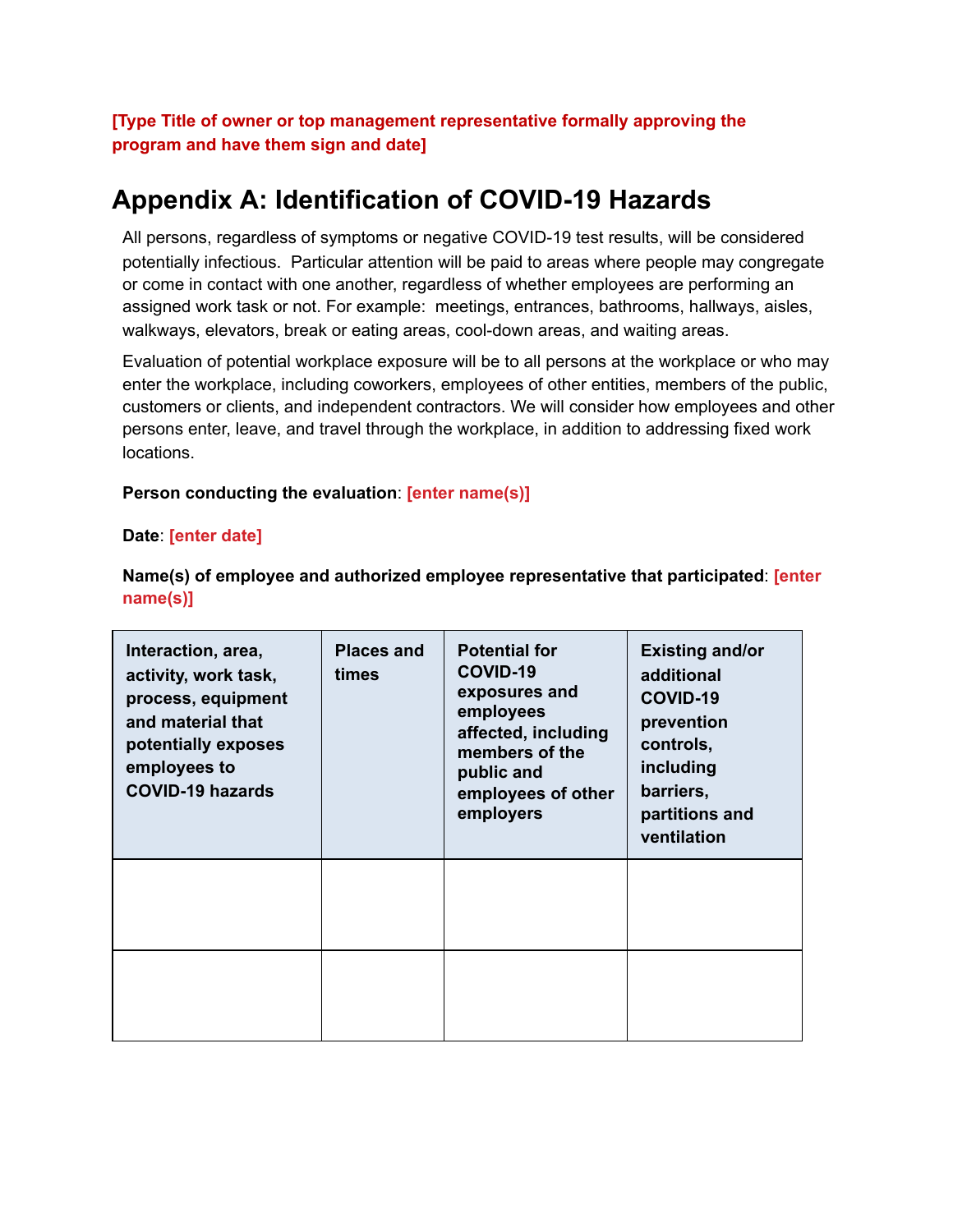**[Type Title of owner or top management representative formally approving the program and have them sign and date]**

# Appendix A: Identification of COVID-19 Hazards

All persons, regardless of symptoms or negative COVID-19 test results, will be considered potentially infectious. Particular attention will be paid to areas where people may congregate or come in contact with one another, regardless of whether employees are performing an assigned work task or not. For example: meetings, entrances, bathrooms, hallways, aisles, walkways, elevators, break or eating areas, cool-down areas, and waiting areas.

Evaluation of potential workplace exposure will be to all persons at the workplace or who may enter the workplace, including coworkers, employees of other entities, members of the public, customers or clients, and independent contractors. We will consider how employees and other persons enter, leave, and travel through the workplace, in addition to addressing fixed work locations.

**Person conducting the evaluation**: **[enter name(s)]**

**Date**: **[enter date]**

**Name(s) of employee and authorized employee representative that participated**: **[enter name(s)]**

| Interaction, area, activity, work task, process, equipment and material that potentially exposes employees to COVID-19 hazards | Places and times | Potential for COVID-19 exposures and employees affected, including members of the public and employees of other employers | Existing and/or additional COVID-19 prevention controls, including barriers, partitions and ventilation |
|---|---|---|---|
| | | | |
| | | | |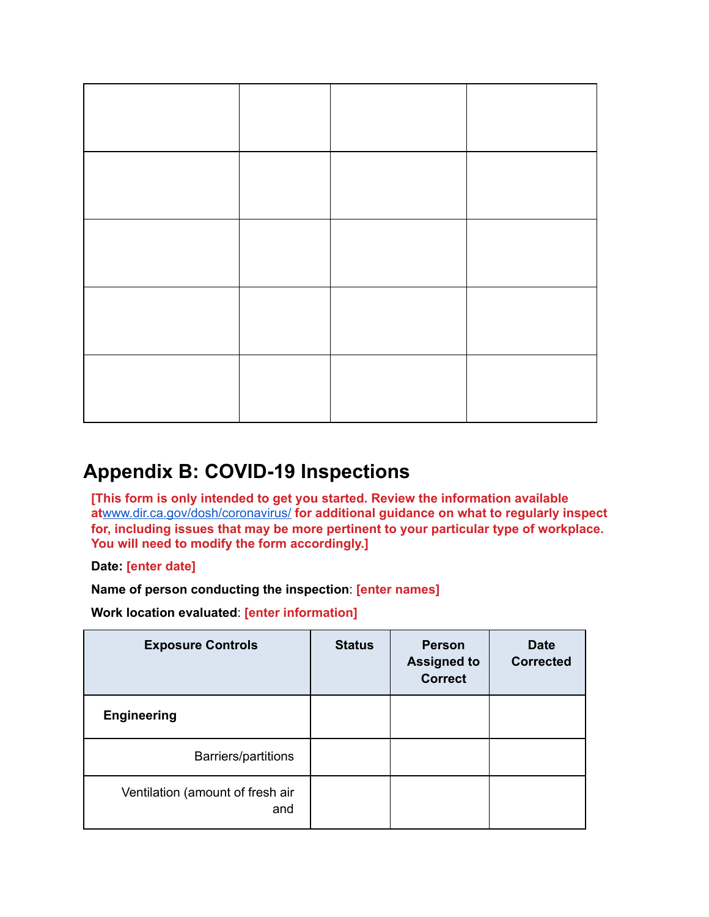| | | | |
|---|---|---|---|
| | | | |
| | | | |
| | | | |
| | | | |
| | | | |

## Appendix B: COVID-19 Inspections

**[This form is only intended to get you started. Review the information available at[www.dir.ca.gov/dosh/coronavirus/](http://www.dir.ca.gov/dosh/coronavirus/) for additional guidance on what to regularly inspect for, including issues that may be more pertinent to your particular type of workplace. You will need to modify the form accordingly.]**

**Date: [enter date]**

**Name of person conducting the inspection**: **[enter names]**

**Work location evaluated**: **[enter information]**

| Exposure Controls | Status | Person Assigned to Correct | Date Corrected |
|---|---|---|---|
| **Engineering** | | | |
| Barriers/partitions | | | |
| Ventilation (amount of fresh air and | | | |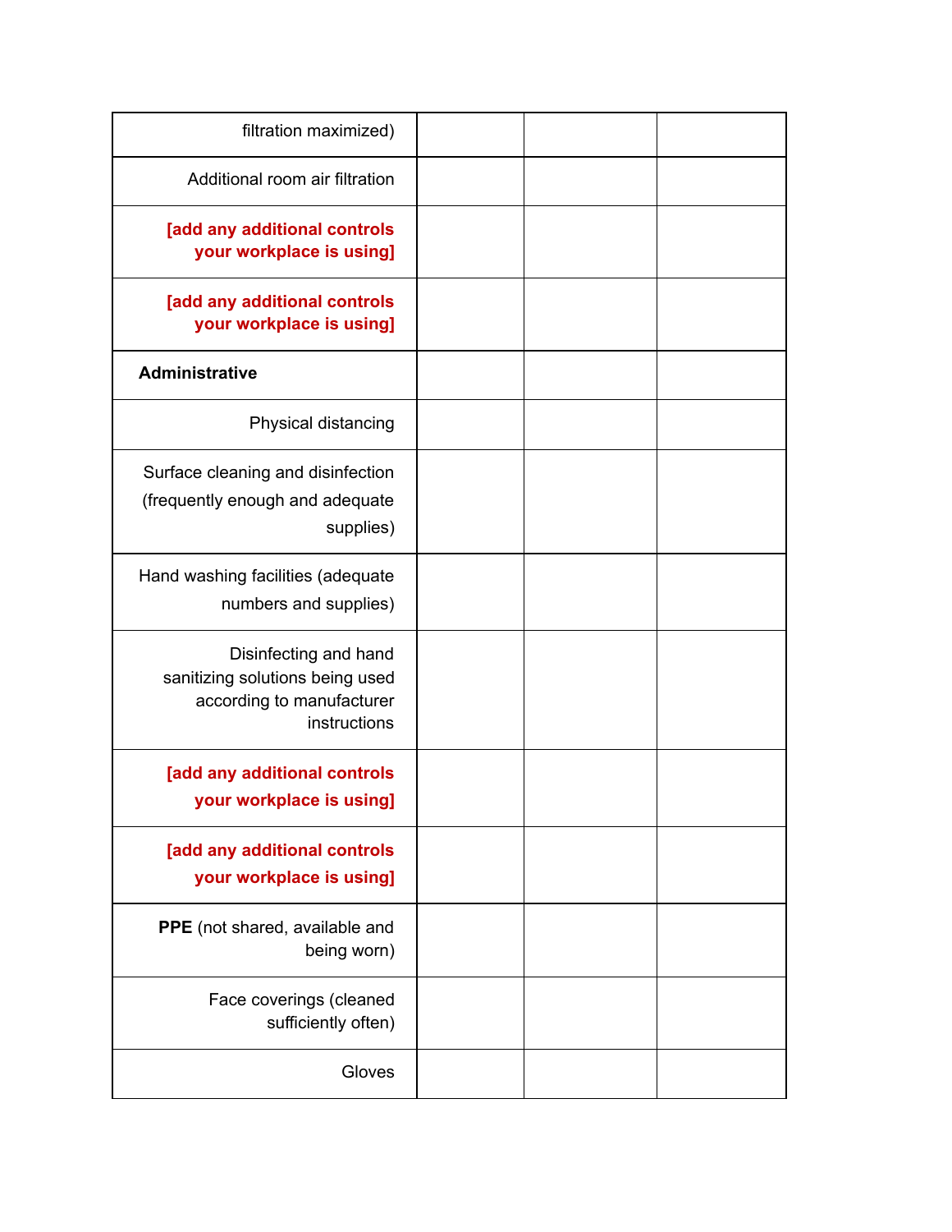| | | | |
|---|---|---|---|
| filtration maximized) | | | |
| Additional room air filtration | | | |
| **[add any additional controls your workplace is using]** | | | |
| **[add any additional controls your workplace is using]** | | | |
| **Administrative** | | | |
| Physical distancing | | | |
| Surface cleaning and disinfection (frequently enough and adequate supplies) | | | |
| Hand washing facilities (adequate numbers and supplies) | | | |
| Disinfecting and hand sanitizing solutions being used according to manufacturer instructions | | | |
| **[add any additional controls your workplace is using]** | | | |
| **[add any additional controls your workplace is using]** | | | |
| **PPE** (not shared, available and being worn) | | | |
| Face coverings (cleaned sufficiently often) | | | |
| Gloves | | | |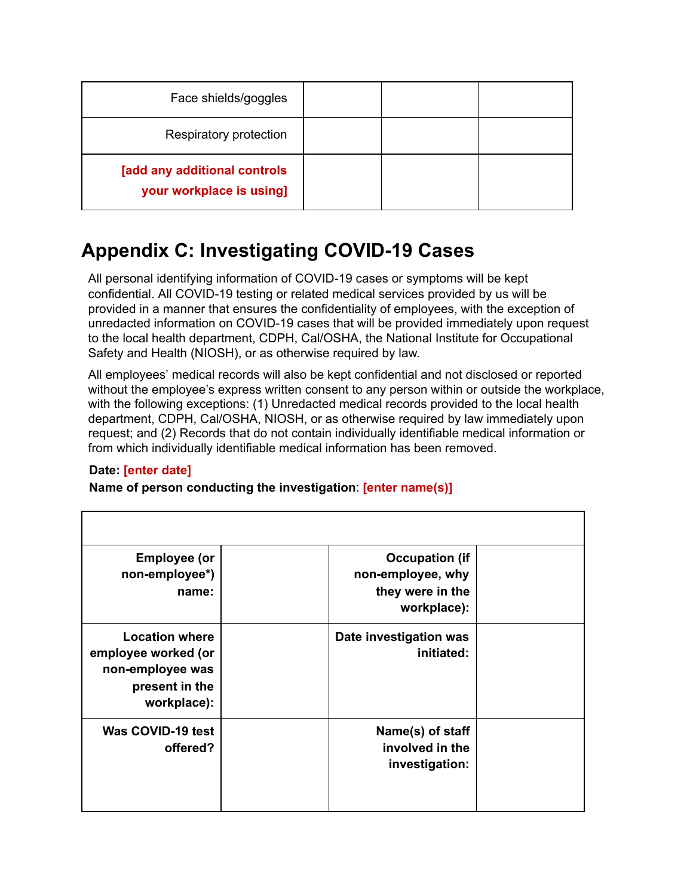| Face shields/goggles | | | |
|---|---|---|---|
| Respiratory protection | | | |
| **[add any additional controls your workplace is using]** | | | |

## Appendix C: Investigating COVID-19 Cases

All personal identifying information of COVID-19 cases or symptoms will be kept confidential. All COVID-19 testing or related medical services provided by us will be provided in a manner that ensures the confidentiality of employees, with the exception of unredacted information on COVID-19 cases that will be provided immediately upon request to the local health department, CDPH, Cal/OSHA, the National Institute for Occupational Safety and Health (NIOSH), or as otherwise required by law.

All employees' medical records will also be kept confidential and not disclosed or reported without the employee's express written consent to any person within or outside the workplace, with the following exceptions: (1) Unredacted medical records provided to the local health department, CDPH, Cal/OSHA, NIOSH, or as otherwise required by law immediately upon request; and (2) Records that do not contain individually identifiable medical information or from which individually identifiable medical information has been removed.

**Date: [enter date]**

**Name of person conducting the investigation**: **[enter name(s)]**

| | | | |
|---|---|---|---|
| **Employee (or non-employee*) name:** | | **Occupation (if non-employee, why they were in the workplace):** | |
| **Location where employee worked (or non-employee was present in the workplace):** | | **Date investigation was initiated:** | |
| **Was COVID-19 test offered?** | | **Name(s) of staff involved in the investigation:** | |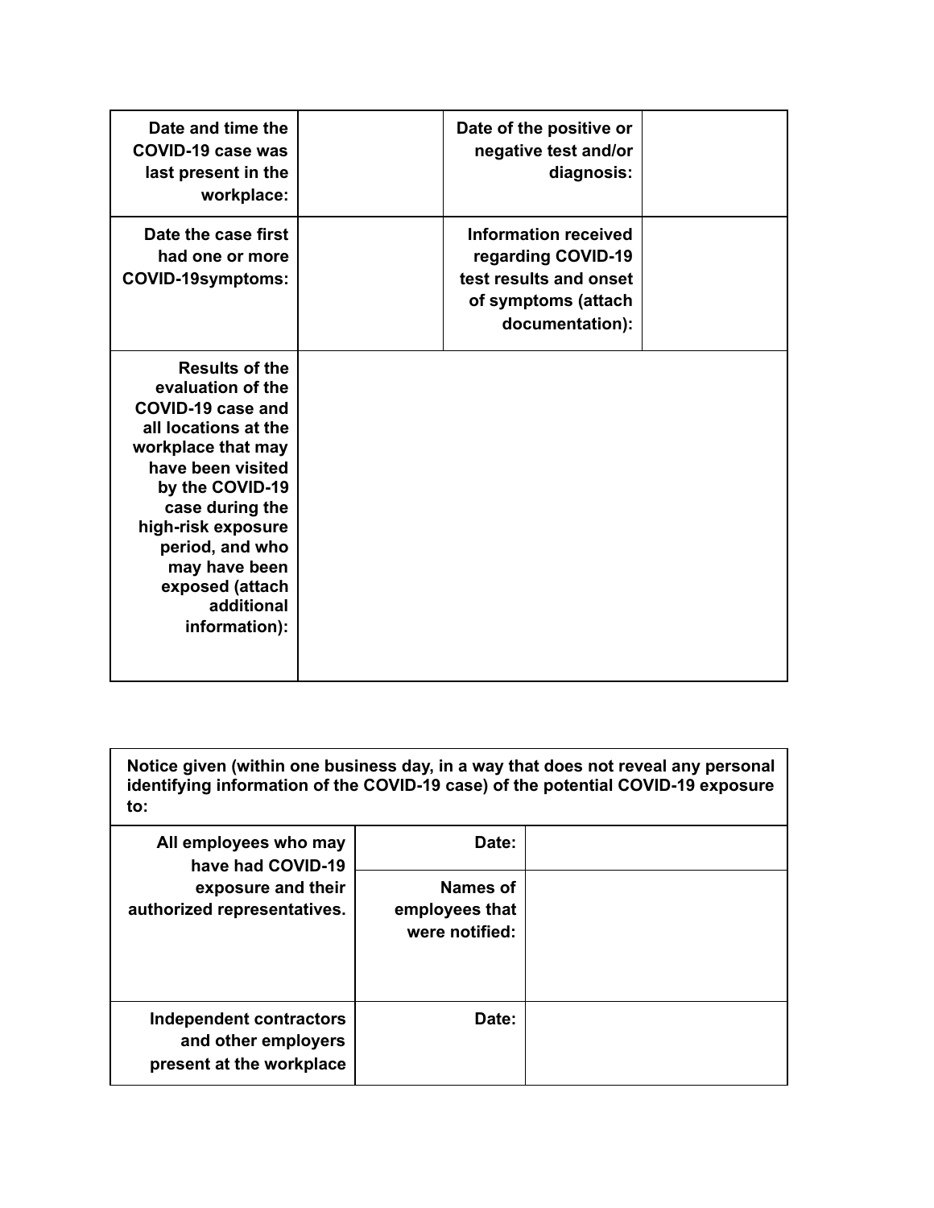| Date and time the COVID-19 case was last present in the workplace: | | Date of the positive or negative test and/or diagnosis: | |
|---|---|---|---|
| Date the case first had one or more COVID-19symptoms: | | Information received regarding COVID-19 test results and onset of symptoms (attach documentation): | |
| Results of the evaluation of the COVID-19 case and all locations at the workplace that may have been visited by the COVID-19 case during the high-risk exposure period, and who may have been exposed (attach additional information): | | | |

| Notice given (within one business day, in a way that does not reveal any personal identifying information of the COVID-19 case) of the potential COVID-19 exposure to: | | |
|---|---|---|
| All employees who may have had COVID-19 exposure and their authorized representatives. | Date: | |
| | Names of employees that were notified: | |
| Independent contractors and other employers present at the workplace | Date: | |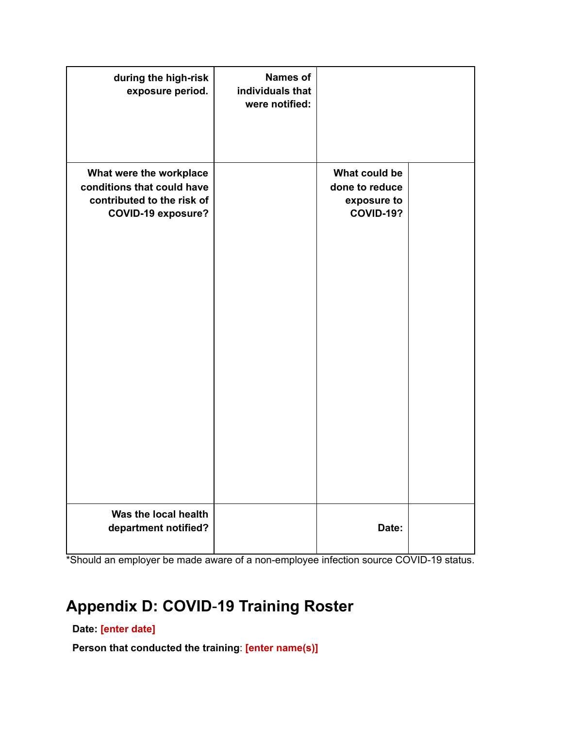| during the high-risk exposure period. | Names of individuals that were notified: | | |
|---|---|---|---|
| What were the workplace conditions that could have contributed to the risk of COVID-19 exposure? | | What could be done to reduce exposure to COVID-19? | |
| Was the local health department notified? | | Date: | |

*Should an employer be made aware of a non-employee infection source COVID-19 status.

## Appendix D: COVID-19 Training Roster

**Date: [enter date]**

**Person that conducted the training**: **[enter name(s)]**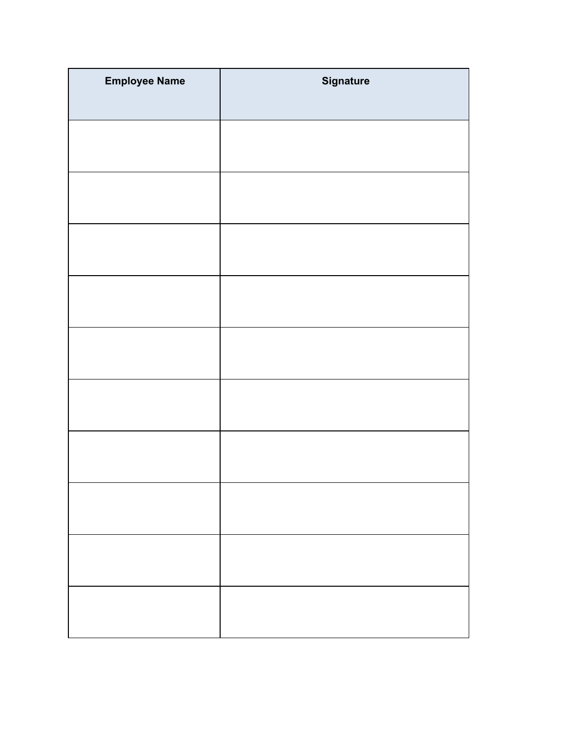| Employee Name | Signature |
| --- | --- |
| | |
| | |
| | |
| | |
| | |
| | |
| | |
| | |
| | |
| | |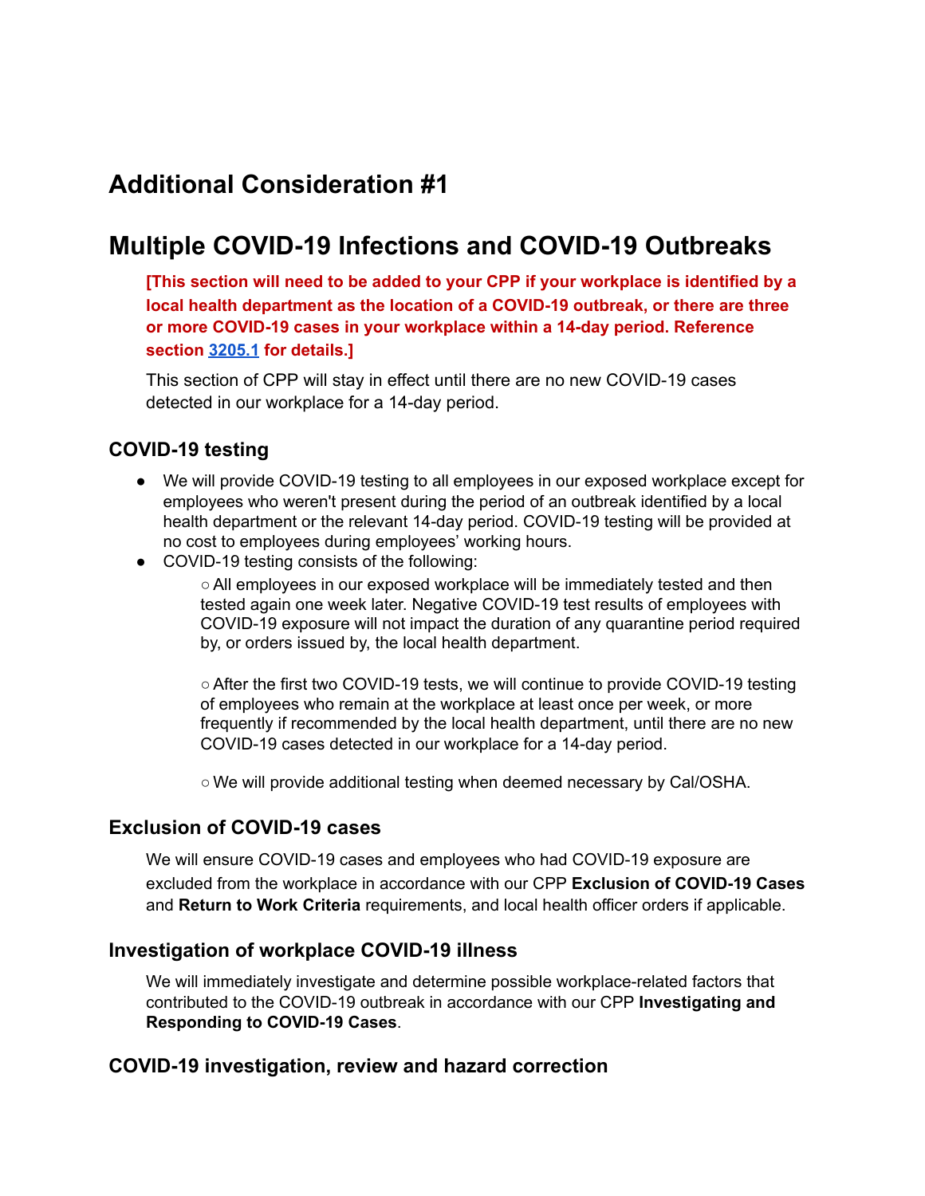# Additional Consideration #1

# Multiple COVID-19 Infections and COVID-19 Outbreaks

**[This section will need to be added to your CPP if your workplace is identified by a local health department as the location of a COVID-19 outbreak, or there are three or more COVID-19 cases in your workplace within a 14-day period. Reference section 3205.1 for details.]**

This section of CPP will stay in effect until there are no new COVID-19 cases detected in our workplace for a 14-day period.

### COVID-19 testing

- We will provide COVID-19 testing to all employees in our exposed workplace except for employees who weren't present during the period of an outbreak identified by a local health department or the relevant 14-day period. COVID-19 testing will be provided at no cost to employees during employees' working hours.
- COVID-19 testing consists of the following:
  - All employees in our exposed workplace will be immediately tested and then tested again one week later. Negative COVID-19 test results of employees with COVID-19 exposure will not impact the duration of any quarantine period required by, or orders issued by, the local health department.
  - After the first two COVID-19 tests, we will continue to provide COVID-19 testing of employees who remain at the workplace at least once per week, or more frequently if recommended by the local health department, until there are no new COVID-19 cases detected in our workplace for a 14-day period.
  - We will provide additional testing when deemed necessary by Cal/OSHA.

### Exclusion of COVID-19 cases

We will ensure COVID-19 cases and employees who had COVID-19 exposure are excluded from the workplace in accordance with our CPP **Exclusion of COVID-19 Cases** and **Return to Work Criteria** requirements, and local health officer orders if applicable.

### Investigation of workplace COVID-19 illness

We will immediately investigate and determine possible workplace-related factors that contributed to the COVID-19 outbreak in accordance with our CPP **Investigating and Responding to COVID-19 Cases**.

### COVID-19 investigation, review and hazard correction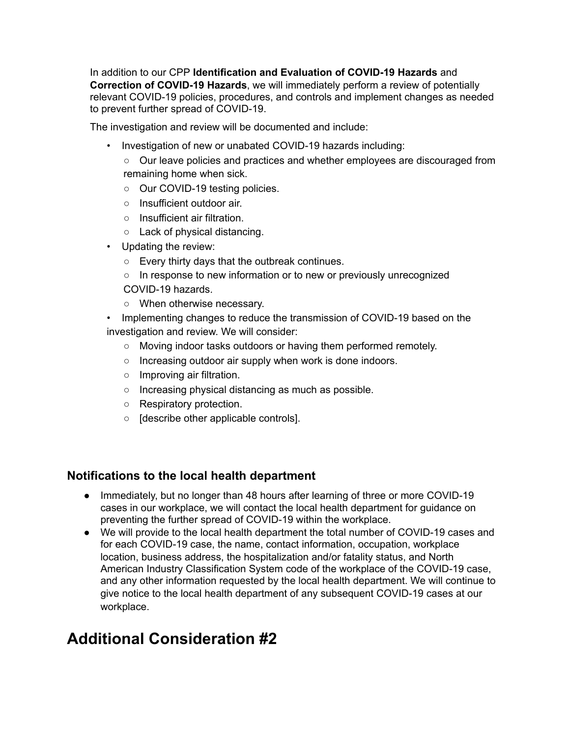In addition to our CPP **Identification and Evaluation of COVID-19 Hazards** and **Correction of COVID-19 Hazards**, we will immediately perform a review of potentially relevant COVID-19 policies, procedures, and controls and implement changes as needed to prevent further spread of COVID-19.

The investigation and review will be documented and include:

- Investigation of new or unabated COVID-19 hazards including:
  - Our leave policies and practices and whether employees are discouraged from remaining home when sick.
  - Our COVID-19 testing policies.
  - Insufficient outdoor air.
  - Insufficient air filtration.
  - Lack of physical distancing.
- Updating the review:
  - Every thirty days that the outbreak continues.
  - In response to new information or to new or previously unrecognized COVID-19 hazards.
  - When otherwise necessary.
- Implementing changes to reduce the transmission of COVID-19 based on the investigation and review. We will consider:
  - Moving indoor tasks outdoors or having them performed remotely.
  - Increasing outdoor air supply when work is done indoors.
  - Improving air filtration.
  - Increasing physical distancing as much as possible.
  - Respiratory protection.
  - [describe other applicable controls].

### Notifications to the local health department

- Immediately, but no longer than 48 hours after learning of three or more COVID-19 cases in our workplace, we will contact the local health department for guidance on preventing the further spread of COVID-19 within the workplace.
- We will provide to the local health department the total number of COVID-19 cases and for each COVID-19 case, the name, contact information, occupation, workplace location, business address, the hospitalization and/or fatality status, and North American Industry Classification System code of the workplace of the COVID-19 case, and any other information requested by the local health department. We will continue to give notice to the local health department of any subsequent COVID-19 cases at our workplace.

# Additional Consideration #2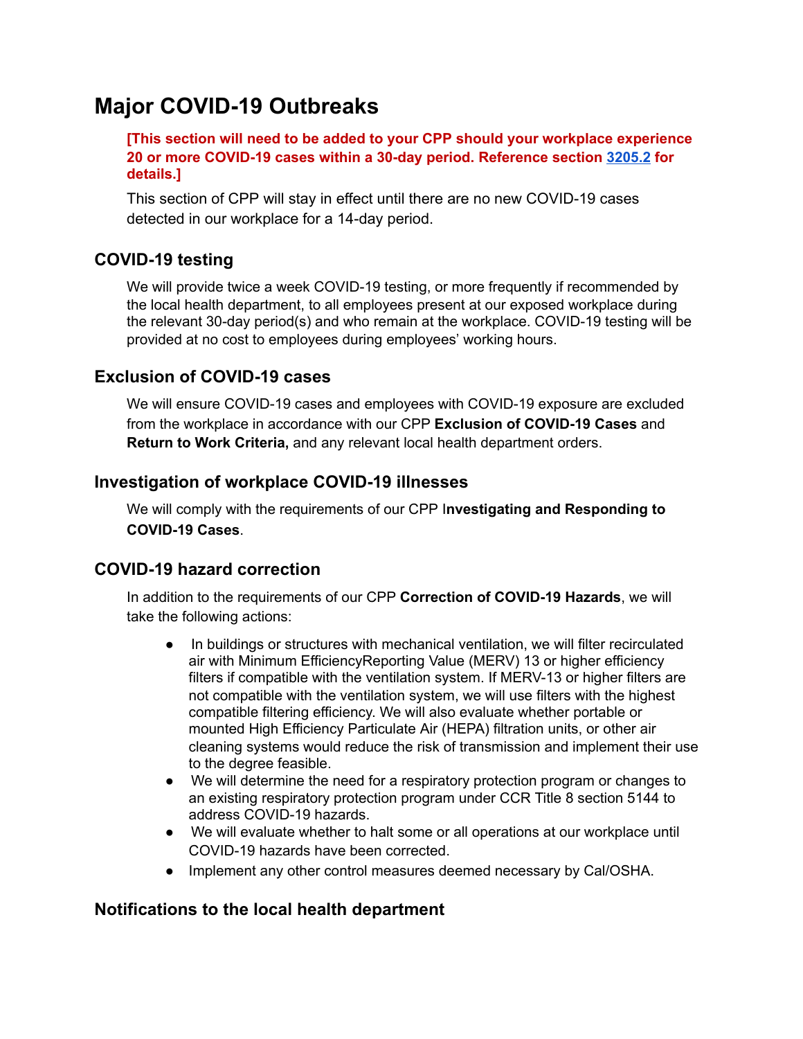# Major COVID-19 Outbreaks

**[This section will need to be added to your CPP should your workplace experience 20 or more COVID-19 cases within a 30-day period. Reference section 3205.2 for details.]**

This section of CPP will stay in effect until there are no new COVID-19 cases detected in our workplace for a 14-day period.

## COVID-19 testing

We will provide twice a week COVID-19 testing, or more frequently if recommended by the local health department, to all employees present at our exposed workplace during the relevant 30-day period(s) and who remain at the workplace. COVID-19 testing will be provided at no cost to employees during employees' working hours.

## Exclusion of COVID-19 cases

We will ensure COVID-19 cases and employees with COVID-19 exposure are excluded from the workplace in accordance with our CPP **Exclusion of COVID-19 Cases** and **Return to Work Criteria,** and any relevant local health department orders.

## Investigation of workplace COVID-19 illnesses

We will comply with the requirements of our CPP I**nvestigating and Responding to COVID-19 Cases**.

## COVID-19 hazard correction

In addition to the requirements of our CPP **Correction of COVID-19 Hazards**, we will take the following actions:

- In buildings or structures with mechanical ventilation, we will filter recirculated air with Minimum EfficiencyReporting Value (MERV) 13 or higher efficiency filters if compatible with the ventilation system. If MERV-13 or higher filters are not compatible with the ventilation system, we will use filters with the highest compatible filtering efficiency. We will also evaluate whether portable or mounted High Efficiency Particulate Air (HEPA) filtration units, or other air cleaning systems would reduce the risk of transmission and implement their use to the degree feasible.
- We will determine the need for a respiratory protection program or changes to an existing respiratory protection program under CCR Title 8 section 5144 to address COVID-19 hazards.
- We will evaluate whether to halt some or all operations at our workplace until COVID-19 hazards have been corrected.
- Implement any other control measures deemed necessary by Cal/OSHA.

## Notifications to the local health department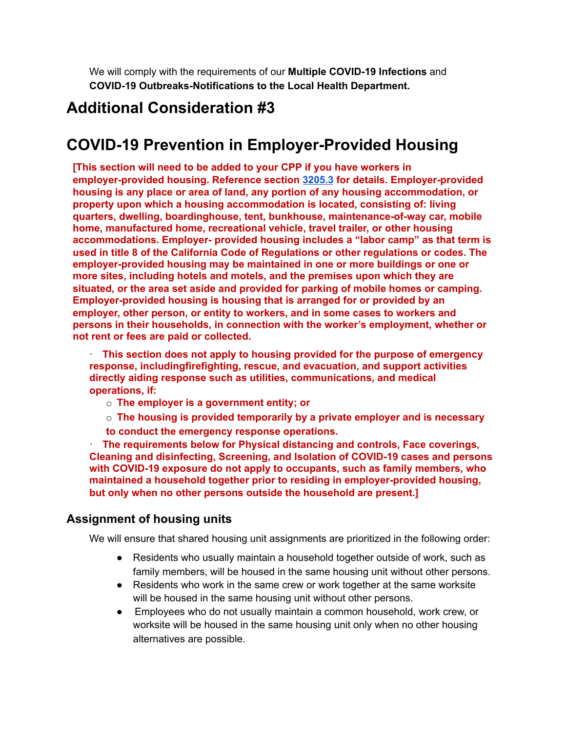We will comply with the requirements of our **Multiple COVID-19 Infections** and **COVID-19 Outbreaks-Notifications to the Local Health Department.**

# Additional Consideration #3

# COVID-19 Prevention in Employer-Provided Housing

**[This section will need to be added to your CPP if you have workers in employer-provided housing. Reference section 3205.3 for details. Employer-provided housing is any place or area of land, any portion of any housing accommodation, or property upon which a housing accommodation is located, consisting of: living quarters, dwelling, boardinghouse, tent, bunkhouse, maintenance-of-way car, mobile home, manufactured home, recreational vehicle, travel trailer, or other housing accommodations. Employer- provided housing includes a "labor camp" as that term is used in title 8 of the California Code of Regulations or other regulations or codes. The employer-provided housing may be maintained in one or more buildings or one or more sites, including hotels and motels, and the premises upon which they are situated, or the area set aside and provided for parking of mobile homes or camping. Employer-provided housing is housing that is arranged for or provided by an employer, other person, or entity to workers, and in some cases to workers and persons in their households, in connection with the worker's employment, whether or not rent or fees are paid or collected.**

- **This section does not apply to housing provided for the purpose of emergency response, includingfirefighting, rescue, and evacuation, and support activities directly aiding response such as utilities, communications, and medical operations, if:**
  - **The employer is a government entity; or**
  - **The housing is provided temporarily by a private employer and is necessary to conduct the emergency response operations.**
- **The requirements below for Physical distancing and controls, Face coverings, Cleaning and disinfecting, Screening, and Isolation of COVID-19 cases and persons with COVID-19 exposure do not apply to occupants, such as family members, who maintained a household together prior to residing in employer-provided housing, but only when no other persons outside the household are present.]**

### Assignment of housing units

We will ensure that shared housing unit assignments are prioritized in the following order:

- Residents who usually maintain a household together outside of work, such as family members, will be housed in the same housing unit without other persons.
- Residents who work in the same crew or work together at the same worksite will be housed in the same housing unit without other persons.
- Employees who do not usually maintain a common household, work crew, or worksite will be housed in the same housing unit only when no other housing alternatives are possible.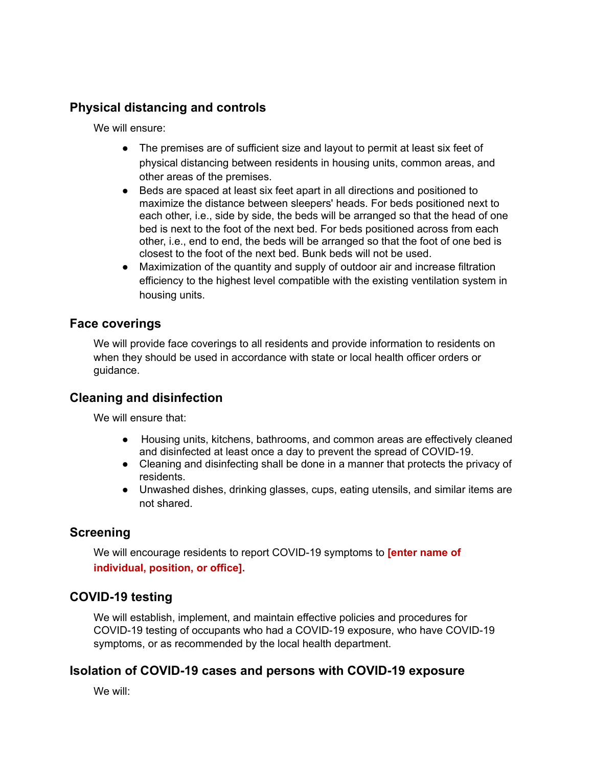## Physical distancing and controls

We will ensure:

- The premises are of sufficient size and layout to permit at least six feet of physical distancing between residents in housing units, common areas, and other areas of the premises.
- Beds are spaced at least six feet apart in all directions and positioned to maximize the distance between sleepers' heads. For beds positioned next to each other, i.e., side by side, the beds will be arranged so that the head of one bed is next to the foot of the next bed. For beds positioned across from each other, i.e., end to end, the beds will be arranged so that the foot of one bed is closest to the foot of the next bed. Bunk beds will not be used.
- Maximization of the quantity and supply of outdoor air and increase filtration efficiency to the highest level compatible with the existing ventilation system in housing units.

## Face coverings

We will provide face coverings to all residents and provide information to residents on when they should be used in accordance with state or local health officer orders or guidance.

## Cleaning and disinfection

We will ensure that:

- Housing units, kitchens, bathrooms, and common areas are effectively cleaned and disinfected at least once a day to prevent the spread of COVID-19.
- Cleaning and disinfecting shall be done in a manner that protects the privacy of residents.
- Unwashed dishes, drinking glasses, cups, eating utensils, and similar items are not shared.

## Screening

We will encourage residents to report COVID-19 symptoms to **[enter name of individual, position, or office].**

## COVID-19 testing

We will establish, implement, and maintain effective policies and procedures for COVID-19 testing of occupants who had a COVID-19 exposure, who have COVID-19 symptoms, or as recommended by the local health department.

## Isolation of COVID-19 cases and persons with COVID-19 exposure

We will: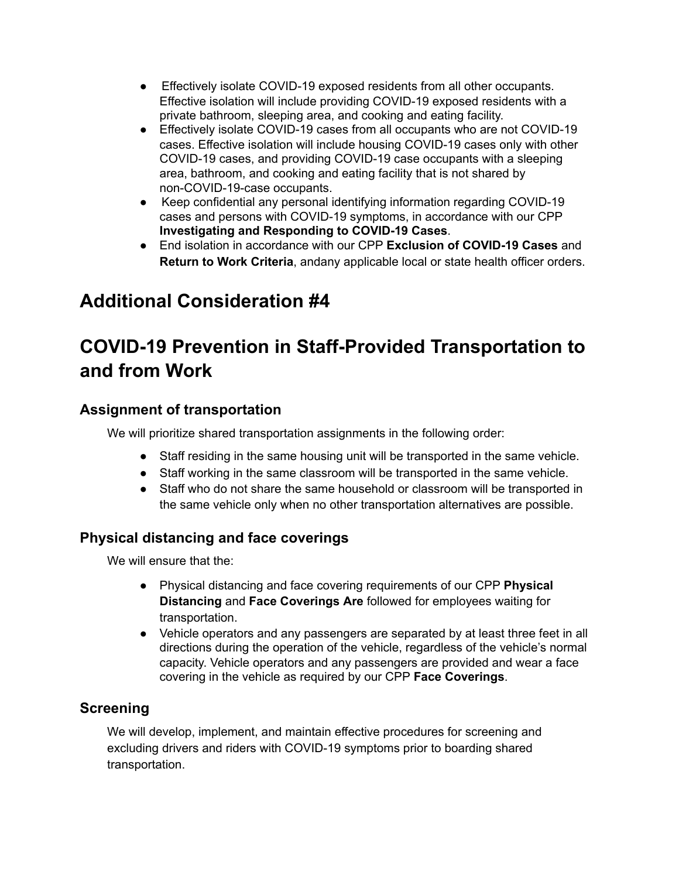- Effectively isolate COVID-19 exposed residents from all other occupants. Effective isolation will include providing COVID-19 exposed residents with a private bathroom, sleeping area, and cooking and eating facility.
- Effectively isolate COVID-19 cases from all occupants who are not COVID-19 cases. Effective isolation will include housing COVID-19 cases only with other COVID-19 cases, and providing COVID-19 case occupants with a sleeping area, bathroom, and cooking and eating facility that is not shared by non-COVID-19-case occupants.
- Keep confidential any personal identifying information regarding COVID-19 cases and persons with COVID-19 symptoms, in accordance with our CPP **Investigating and Responding to COVID-19 Cases**.
- End isolation in accordance with our CPP **Exclusion of COVID-19 Cases** and **Return to Work Criteria**, andany applicable local or state health officer orders.

# Additional Consideration #4

# COVID-19 Prevention in Staff-Provided Transportation to and from Work

## Assignment of transportation

We will prioritize shared transportation assignments in the following order:

- Staff residing in the same housing unit will be transported in the same vehicle.
- Staff working in the same classroom will be transported in the same vehicle.
- Staff who do not share the same household or classroom will be transported in the same vehicle only when no other transportation alternatives are possible.

## Physical distancing and face coverings

We will ensure that the:

- Physical distancing and face covering requirements of our CPP **Physical Distancing** and **Face Coverings Are** followed for employees waiting for transportation.
- Vehicle operators and any passengers are separated by at least three feet in all directions during the operation of the vehicle, regardless of the vehicle's normal capacity. Vehicle operators and any passengers are provided and wear a face covering in the vehicle as required by our CPP **Face Coverings**.

## Screening

We will develop, implement, and maintain effective procedures for screening and excluding drivers and riders with COVID-19 symptoms prior to boarding shared transportation.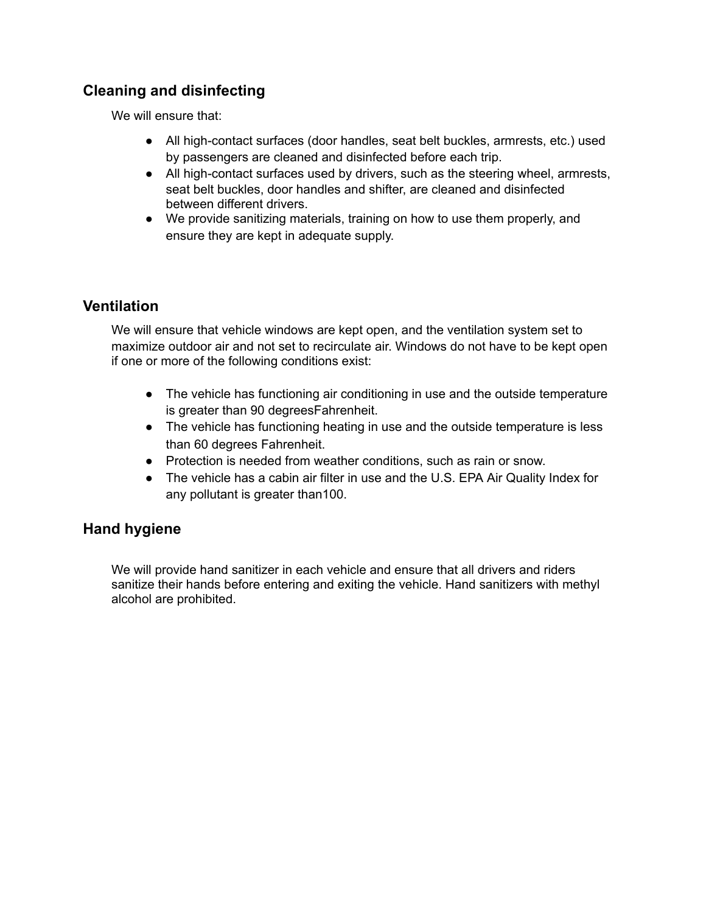## Cleaning and disinfecting

We will ensure that:

- All high-contact surfaces (door handles, seat belt buckles, armrests, etc.) used by passengers are cleaned and disinfected before each trip.
- All high-contact surfaces used by drivers, such as the steering wheel, armrests, seat belt buckles, door handles and shifter, are cleaned and disinfected between different drivers.
- We provide sanitizing materials, training on how to use them properly, and ensure they are kept in adequate supply.

## Ventilation

We will ensure that vehicle windows are kept open, and the ventilation system set to maximize outdoor air and not set to recirculate air. Windows do not have to be kept open if one or more of the following conditions exist:

- The vehicle has functioning air conditioning in use and the outside temperature is greater than 90 degreesFahrenheit.
- The vehicle has functioning heating in use and the outside temperature is less than 60 degrees Fahrenheit.
- Protection is needed from weather conditions, such as rain or snow.
- The vehicle has a cabin air filter in use and the U.S. EPA Air Quality Index for any pollutant is greater than100.

## Hand hygiene

We will provide hand sanitizer in each vehicle and ensure that all drivers and riders sanitize their hands before entering and exiting the vehicle. Hand sanitizers with methyl alcohol are prohibited.